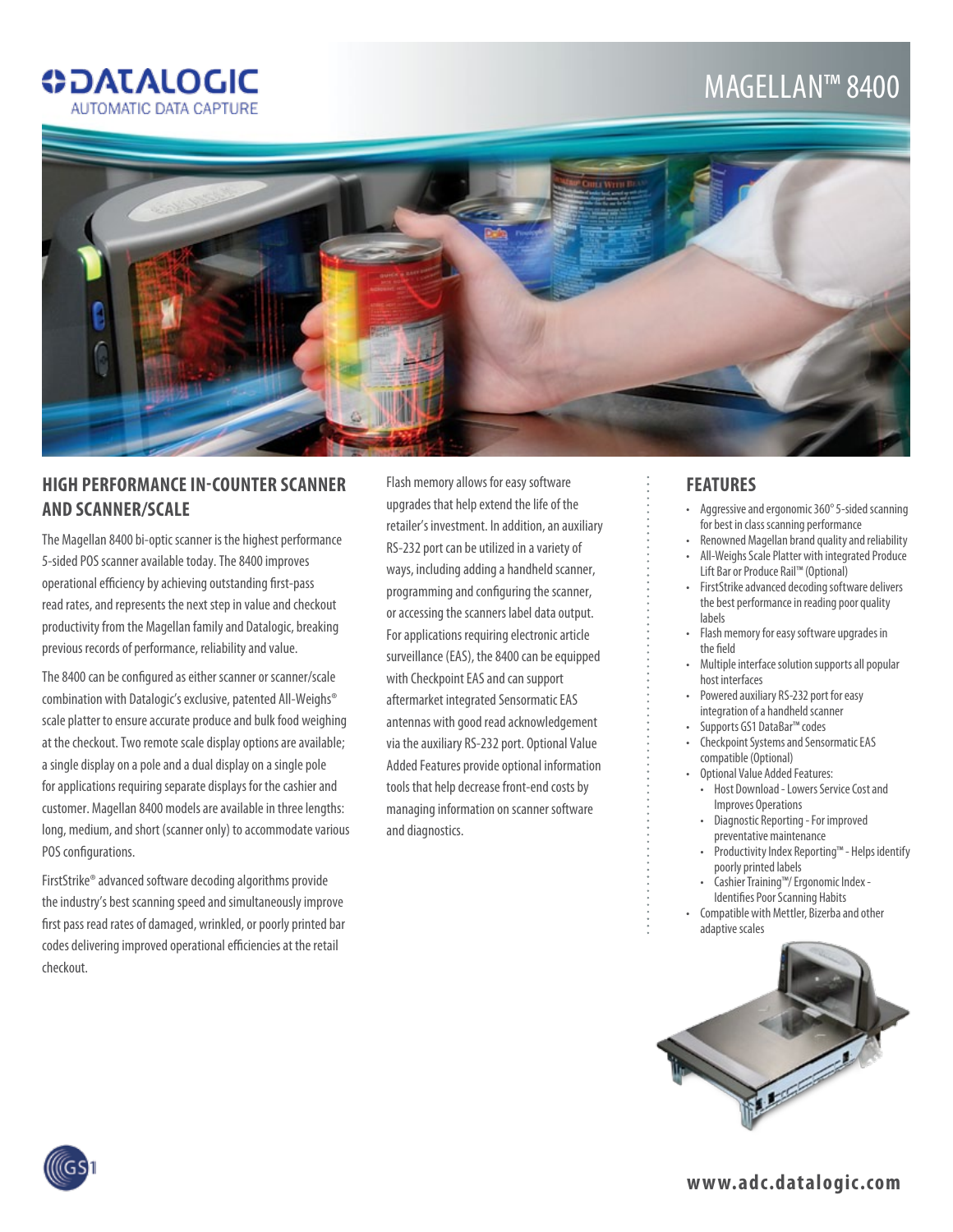DATALOGIC
AUTOMATIC DATA CAPTURE

# MAGELLAN™ 8400

## HIGH PERFORMANCE IN-COUNTER SCANNER AND SCANNER/SCALE

The Magellan 8400 bi-optic scanner is the highest performance 5-sided POS scanner available today. The 8400 improves operational efficiency by achieving outstanding first-pass read rates, and represents the next step in value and checkout productivity from the Magellan family and Datalogic, breaking previous records of performance, reliability and value.

The 8400 can be configured as either scanner or scanner/scale combination with Datalogic's exclusive, patented All-Weighs® scale platter to ensure accurate produce and bulk food weighing at the checkout. Two remote scale display options are available; a single display on a pole and a dual display on a single pole for applications requiring separate displays for the cashier and customer. Magellan 8400 models are available in three lengths: long, medium, and short (scanner only) to accommodate various POS configurations.

FirstStrike® advanced software decoding algorithms provide the industry's best scanning speed and simultaneously improve first pass read rates of damaged, wrinkled, or poorly printed bar codes delivering improved operational efficiencies at the retail checkout.

Flash memory allows for easy software upgrades that help extend the life of the retailer's investment. In addition, an auxiliary RS-232 port can be utilized in a variety of ways, including adding a handheld scanner, programming and configuring the scanner, or accessing the scanners label data output. For applications requiring electronic article surveillance (EAS), the 8400 can be equipped with Checkpoint EAS and can support aftermarket integrated Sensormatic EAS antennas with good read acknowledgement via the auxiliary RS-232 port. Optional Value Added Features provide optional information tools that help decrease front-end costs by managing information on scanner software and diagnostics.

## FEATURES

- Aggressive and ergonomic 360° 5-sided scanning for best in class scanning performance
- Renowned Magellan brand quality and reliability
- All-Weighs Scale Platter with integrated Produce Lift Bar or Produce Rail™ (Optional)
- FirstStrike advanced decoding software delivers the best performance in reading poor quality labels
- Flash memory for easy software upgrades in the field
- Multiple interface solution supports all popular host interfaces
- Powered auxiliary RS-232 port for easy integration of a handheld scanner
- Supports GS1 DataBar™ codes
- Checkpoint Systems and Sensormatic EAS compatible (Optional)
- Optional Value Added Features:
  - Host Download - Lowers Service Cost and Improves Operations
  - Diagnostic Reporting - For improved preventative maintenance
  - Productivity Index Reporting™ - Helps identify poorly printed labels
  - Cashier Training™/ Ergonomic Index - Identifies Poor Scanning Habits
- Compatible with Mettler, Bizerba and other adaptive scales

www.adc.datalogic.com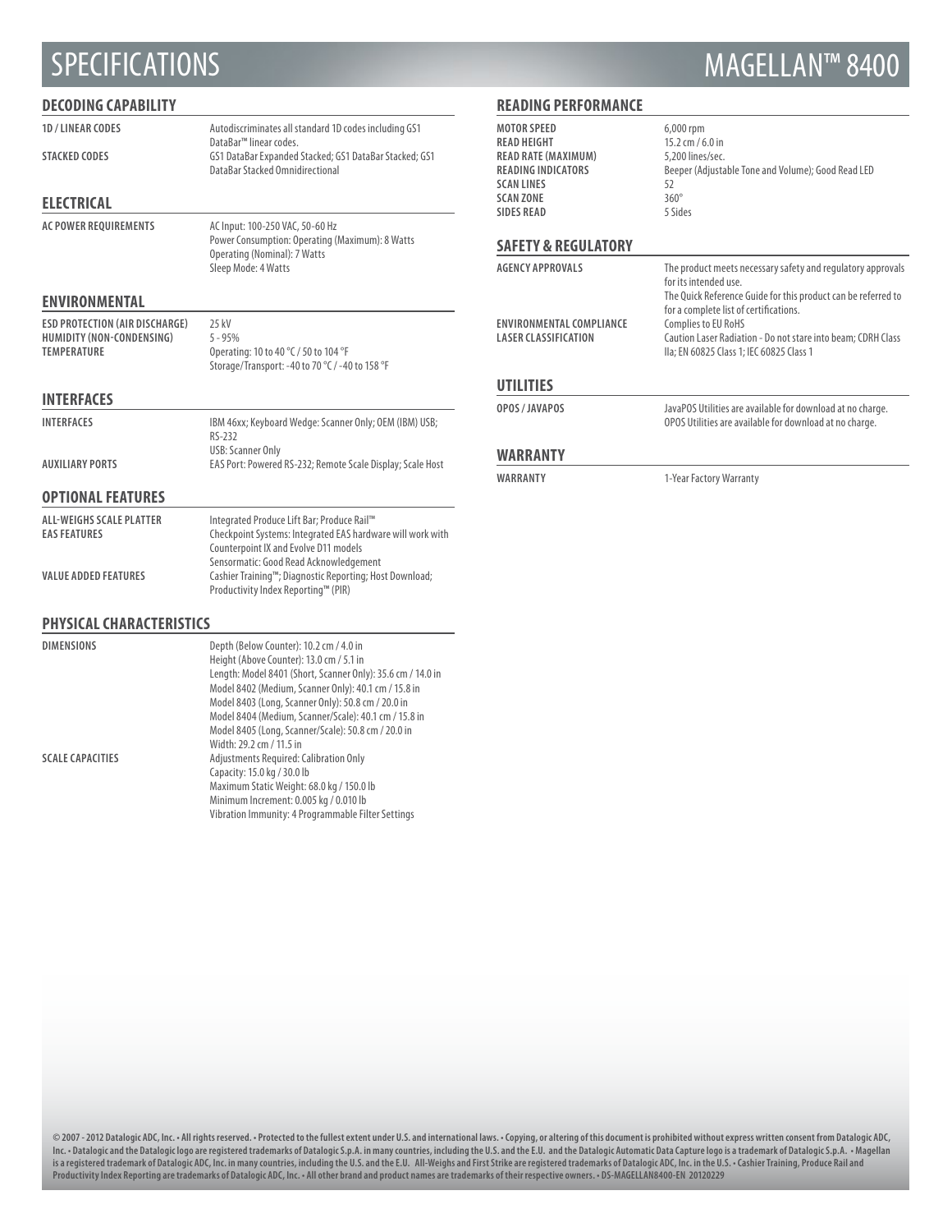# SPECIFICATIONS

# MAGELLAN™ 8400

## DECODING CAPABILITY

| | |
|---|---|
| **1D / LINEAR CODES** | Autodiscriminates all standard 1D codes including GS1 DataBar™ linear codes. |
| **STACKED CODES** | GS1 DataBar Expanded Stacked; GS1 DataBar Stacked; GS1 DataBar Stacked Omnidirectional |

## ELECTRICAL

| | |
|---|---|
| **AC POWER REQUIREMENTS** | AC Input: 100-250 VAC, 50-60 Hz<br>Power Consumption: Operating (Maximum): 8 Watts<br>Operating (Nominal): 7 Watts<br>Sleep Mode: 4 Watts |

## ENVIRONMENTAL

| | |
|---|---|
| **ESD PROTECTION (AIR DISCHARGE)** | 25 kV |
| **HUMIDITY (NON-CONDENSING)** | 5 - 95% |
| **TEMPERATURE** | Operating: 10 to 40 °C / 50 to 104 °F<br>Storage/Transport: -40 to 70 °C / -40 to 158 °F |

## INTERFACES

| | |
|---|---|
| **INTERFACES** | IBM 46xx; Keyboard Wedge: Scanner Only; OEM (IBM) USB; RS-232<br>USB: Scanner Only |
| **AUXILIARY PORTS** | EAS Port: Powered RS-232; Remote Scale Display; Scale Host |

## OPTIONAL FEATURES

| | |
|---|---|
| **ALL-WEIGHS SCALE PLATTER** | Integrated Produce Lift Bar; Produce Rail™ |
| **EAS FEATURES** | Checkpoint Systems: Integrated EAS hardware will work with Counterpoint IX and Evolve D11 models<br>Sensormatic: Good Read Acknowledgement |
| **VALUE ADDED FEATURES** | Cashier Training™; Diagnostic Reporting; Host Download; Productivity Index Reporting™ (PIR) |

## PHYSICAL CHARACTERISTICS

| | |
|---|---|
| **DIMENSIONS** | Depth (Below Counter): 10.2 cm / 4.0 in<br>Height (Above Counter): 13.0 cm / 5.1 in<br>Length: Model 8401 (Short, Scanner Only): 35.6 cm / 14.0 in<br>Model 8402 (Medium, Scanner Only): 40.1 cm / 15.8 in<br>Model 8403 (Long, Scanner Only): 50.8 cm / 20.0 in<br>Model 8404 (Medium, Scanner/Scale): 40.1 cm / 15.8 in<br>Model 8405 (Long, Scanner/Scale): 50.8 cm / 20.0 in<br>Width: 29.2 cm / 11.5 in |
| **SCALE CAPACITIES** | Adjustments Required: Calibration Only<br>Capacity: 15.0 kg / 30.0 lb<br>Maximum Static Weight: 68.0 kg / 150.0 lb<br>Minimum Increment: 0.005 kg / 0.010 lb<br>Vibration Immunity: 4 Programmable Filter Settings |

## READING PERFORMANCE

| | |
|---|---|
| **MOTOR SPEED** | 6,000 rpm |
| **READ HEIGHT** | 15.2 cm / 6.0 in |
| **READ RATE (MAXIMUM)** | 5,200 lines/sec. |
| **READING INDICATORS** | Beeper (Adjustable Tone and Volume); Good Read LED |
| **SCAN LINES** | 52 |
| **SCAN ZONE** | 360° |
| **SIDES READ** | 5 Sides |

## SAFETY & REGULATORY

| | |
|---|---|
| **AGENCY APPROVALS** | The product meets necessary safety and regulatory approvals for its intended use.<br>The Quick Reference Guide for this product can be referred to for a complete list of certifications. |
| **ENVIRONMENTAL COMPLIANCE** | Complies to EU RoHS |
| **LASER CLASSIFICATION** | Caution Laser Radiation - Do not stare into beam; CDRH Class IIa; EN 60825 Class 1; IEC 60825 Class 1 |

## UTILITIES

| | |
|---|---|
| **OPOS / JAVAPOS** | JavaPOS Utilities are available for download at no charge.<br>OPOS Utilities are available for download at no charge. |

## WARRANTY

| | |
|---|---|
| **WARRANTY** | 1-Year Factory Warranty |

© 2007 - 2012 Datalogic ADC, Inc. • All rights reserved. • Protected to the fullest extent under U.S. and international laws. • Copying, or altering of this document is prohibited without express written consent from Datalogic ADC, Inc. • Datalogic and the Datalogic logo are registered trademarks of Datalogic S.p.A. in many countries, including the U.S. and the E.U. and the Datalogic Automatic Data Capture logo is a trademark of Datalogic S.p.A. • Magellan is a registered trademark of Datalogic ADC, Inc. in many countries, including the U.S. and the E.U. All-Weighs and First Strike are registered trademarks of Datalogic ADC, Inc. in the U.S. • Cashier Training, Produce Rail and Productivity Index Reporting are trademarks of Datalogic ADC, Inc. • All other brand and product names are trademarks of their respective owners. • DS-MAGELLAN8400-EN 20120229